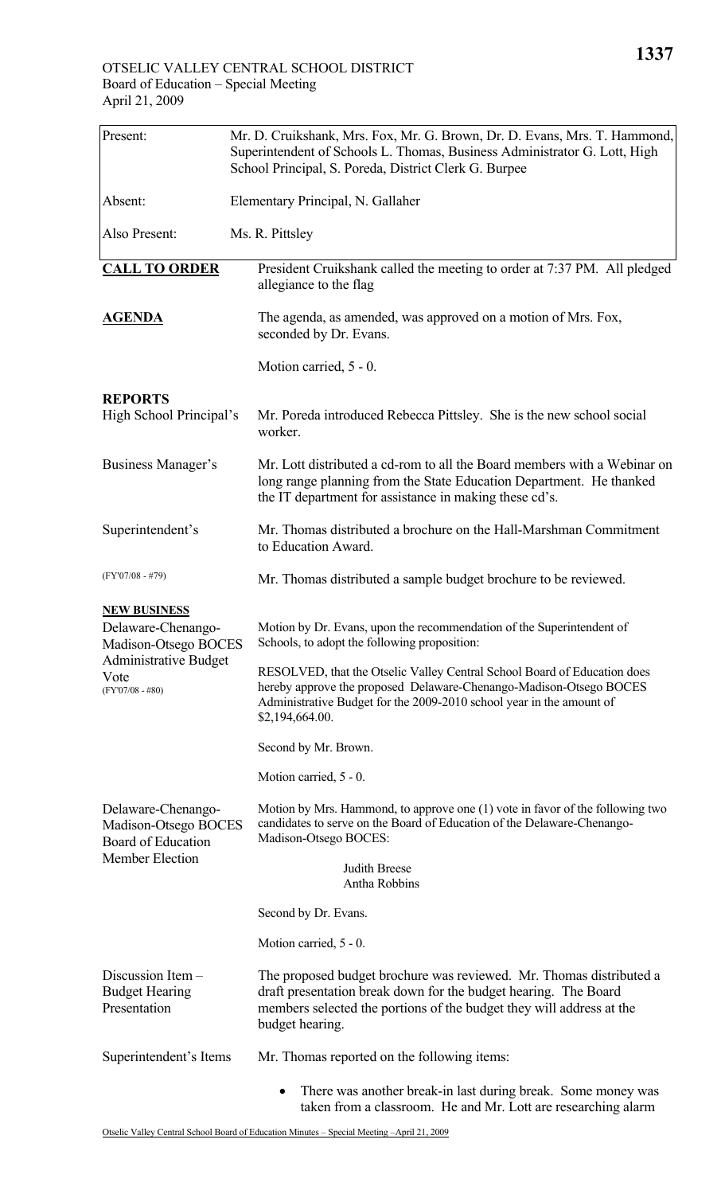OTSELIC VALLEY CENTRAL SCHOOL DISTRICT
Board of Education – Special Meeting
April 21, 2009

| | |
|---|---|
| Present: | Mr. D. Cruikshank, Mrs. Fox, Mr. G. Brown, Dr. D. Evans, Mrs. T. Hammond, Superintendent of Schools L. Thomas, Business Administrator G. Lott, High School Principal, S. Poreda, District Clerk G. Burpee |
| Absent: | Elementary Principal, N. Gallaher |
| Also Present: | Ms. R. Pittsley |

**CALL TO ORDER**

President Cruikshank called the meeting to order at 7:37 PM. All pledged allegiance to the flag

**AGENDA**

The agenda, as amended, was approved on a motion of Mrs. Fox, seconded by Dr. Evans.

Motion carried, 5 - 0.

**REPORTS**

High School Principal's

Mr. Poreda introduced Rebecca Pittsley. She is the new school social worker.

Business Manager's

Mr. Lott distributed a cd-rom to all the Board members with a Webinar on long range planning from the State Education Department. He thanked the IT department for assistance in making these cd's.

Superintendent's

Mr. Thomas distributed a brochure on the Hall-Marshman Commitment to Education Award.

(FY'07/08 - #79)

Mr. Thomas distributed a sample budget brochure to be reviewed.

**NEW BUSINESS**

Delaware-Chenango-Madison-Otsego BOCES Administrative Budget Vote
(FY'07/08 - #80)

Motion by Dr. Evans, upon the recommendation of the Superintendent of Schools, to adopt the following proposition:

RESOLVED, that the Otselic Valley Central School Board of Education does hereby approve the proposed Delaware-Chenango-Madison-Otsego BOCES Administrative Budget for the 2009-2010 school year in the amount of $2,194,664.00.

Second by Mr. Brown.

Motion carried, 5 - 0.

Delaware-Chenango-Madison-Otsego BOCES Board of Education Member Election

Motion by Mrs. Hammond, to approve one (1) vote in favor of the following two candidates to serve on the Board of Education of the Delaware-Chenango-Madison-Otsego BOCES:

Judith Breese
Antha Robbins

Second by Dr. Evans.

Motion carried, 5 - 0.

Discussion Item – Budget Hearing Presentation

The proposed budget brochure was reviewed. Mr. Thomas distributed a draft presentation break down for the budget hearing. The Board members selected the portions of the budget they will address at the budget hearing.

Superintendent's Items

Mr. Thomas reported on the following items:

- There was another break-in last during break. Some money was taken from a classroom. He and Mr. Lott are researching alarm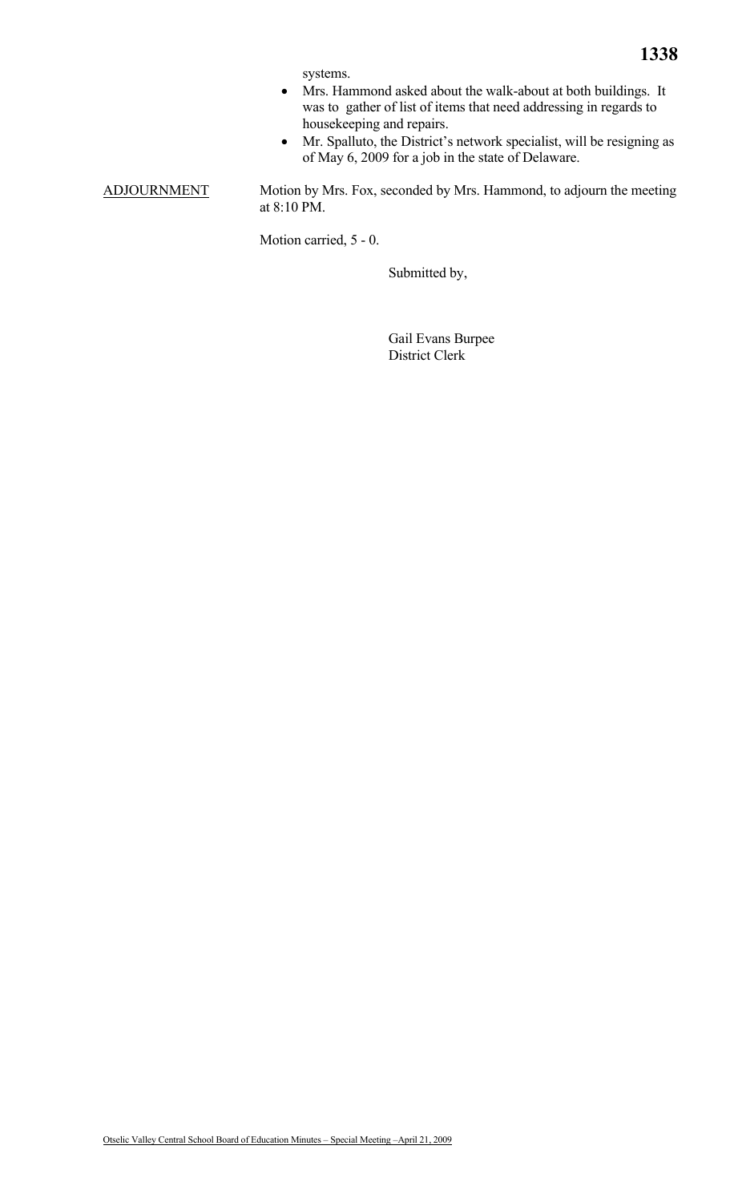systems.

- Mrs. Hammond asked about the walk-about at both buildings. It was to gather of list of items that need addressing in regards to housekeeping and repairs.
- Mr. Spalluto, the District's network specialist, will be resigning as of May 6, 2009 for a job in the state of Delaware.

ADJOURNMENT Motion by Mrs. Fox, seconded by Mrs. Hammond, to adjourn the meeting at 8:10 PM.

Motion carried, 5 - 0.

Submitted by,

Gail Evans Burpee
District Clerk